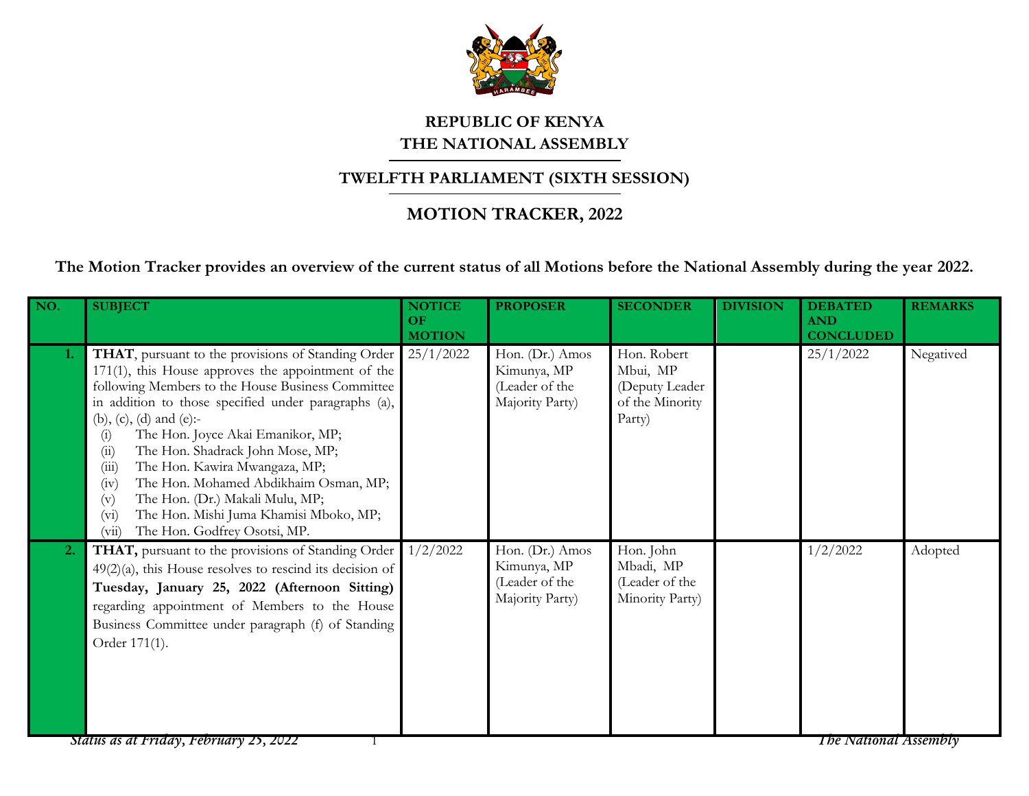# REPUBLIC OF KENYA
# THE NATIONAL ASSEMBLY

## TWELFTH PARLIAMENT (SIXTH SESSION)

## MOTION TRACKER, 2022

**The Motion Tracker provides an overview of the current status of all Motions before the National Assembly during the year 2022.**

| NO. | SUBJECT | NOTICE OF MOTION | PROPOSER | SECONDER | DIVISION | DEBATED AND CONCLUDED | REMARKS |
|---|---|---|---|---|---|---|---|
| 1. | **THAT**, pursuant to the provisions of Standing Order 171(1), this House approves the appointment of the following Members to the House Business Committee in addition to those specified under paragraphs (a), (b), (c), (d) and (e):- (i) The Hon. Joyce Akai Emanikor, MP; (ii) The Hon. Shadrack John Mose, MP; (iii) The Hon. Kawira Mwangaza, MP; (iv) The Hon. Mohamed Abdikhaim Osman, MP; (v) The Hon. (Dr.) Makali Mulu, MP; (vi) The Hon. Mishi Juma Khamisi Mboko, MP; (vii) The Hon. Godfrey Osotsi, MP. | 25/1/2022 | Hon. (Dr.) Amos Kimunya, MP (Leader of the Majority Party) | Hon. Robert Mbui, MP (Deputy Leader of the Minority Party) | | 25/1/2022 | Negatived |
| 2. | **THAT,** pursuant to the provisions of Standing Order 49(2)(a), this House resolves to rescind its decision of **Tuesday, January 25, 2022 (Afternoon Sitting)** regarding appointment of Members to the House Business Committee under paragraph (f) of Standing Order 171(1). | 1/2/2022 | Hon. (Dr.) Amos Kimunya, MP (Leader of the Majority Party) | Hon. John Mbadi, MP (Leader of the Minority Party) | | 1/2/2022 | Adopted |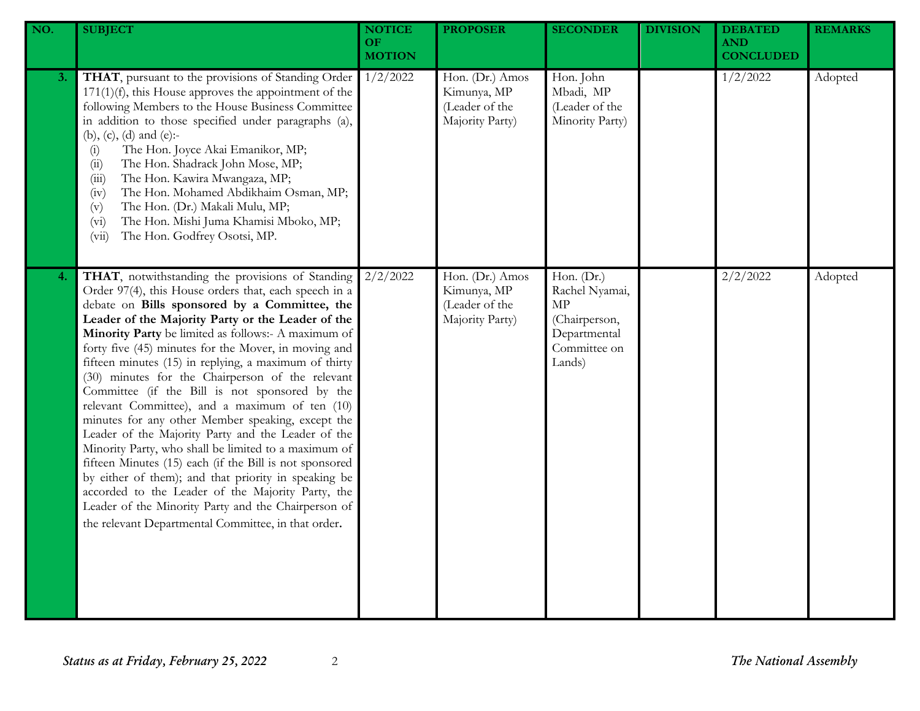| NO. | SUBJECT | NOTICE OF MOTION | PROPOSER | SECONDER | DIVISION | DEBATED AND CONCLUDED | REMARKS |
|---|---|---|---|---|---|---|---|
| 3. | **THAT**, pursuant to the provisions of Standing Order 171(1)(f), this House approves the appointment of the following Members to the House Business Committee in addition to those specified under paragraphs (a), (b), (c), (d) and (e):- (i) The Hon. Joyce Akai Emanikor, MP; (ii) The Hon. Shadrack John Mose, MP; (iii) The Hon. Kawira Mwangaza, MP; (iv) The Hon. Mohamed Abdikhaim Osman, MP; (v) The Hon. (Dr.) Makali Mulu, MP; (vi) The Hon. Mishi Juma Khamisi Mboko, MP; (vii) The Hon. Godfrey Osotsi, MP. | 1/2/2022 | Hon. (Dr.) Amos Kimunya, MP (Leader of the Majority Party) | Hon. John Mbadi, MP (Leader of the Minority Party) | | 1/2/2022 | Adopted |
| 4. | **THAT**, notwithstanding the provisions of Standing Order 97(4), this House orders that, each speech in a debate on **Bills sponsored by a Committee, the Leader of the Majority Party or the Leader of the Minority Party** be limited as follows:- A maximum of forty five (45) minutes for the Mover, in moving and fifteen minutes (15) in replying, a maximum of thirty (30) minutes for the Chairperson of the relevant Committee (if the Bill is not sponsored by the relevant Committee), and a maximum of ten (10) minutes for any other Member speaking, except the Leader of the Majority Party and the Leader of the Minority Party, who shall be limited to a maximum of fifteen Minutes (15) each (if the Bill is not sponsored by either of them); and that priority in speaking be accorded to the Leader of the Majority Party, the Leader of the Minority Party and the Chairperson of the relevant Departmental Committee, in that order. | 2/2/2022 | Hon. (Dr.) Amos Kimunya, MP (Leader of the Majority Party) | Hon. (Dr.) Rachel Nyamai, MP (Chairperson, Departmental Committee on Lands) | | 2/2/2022 | Adopted |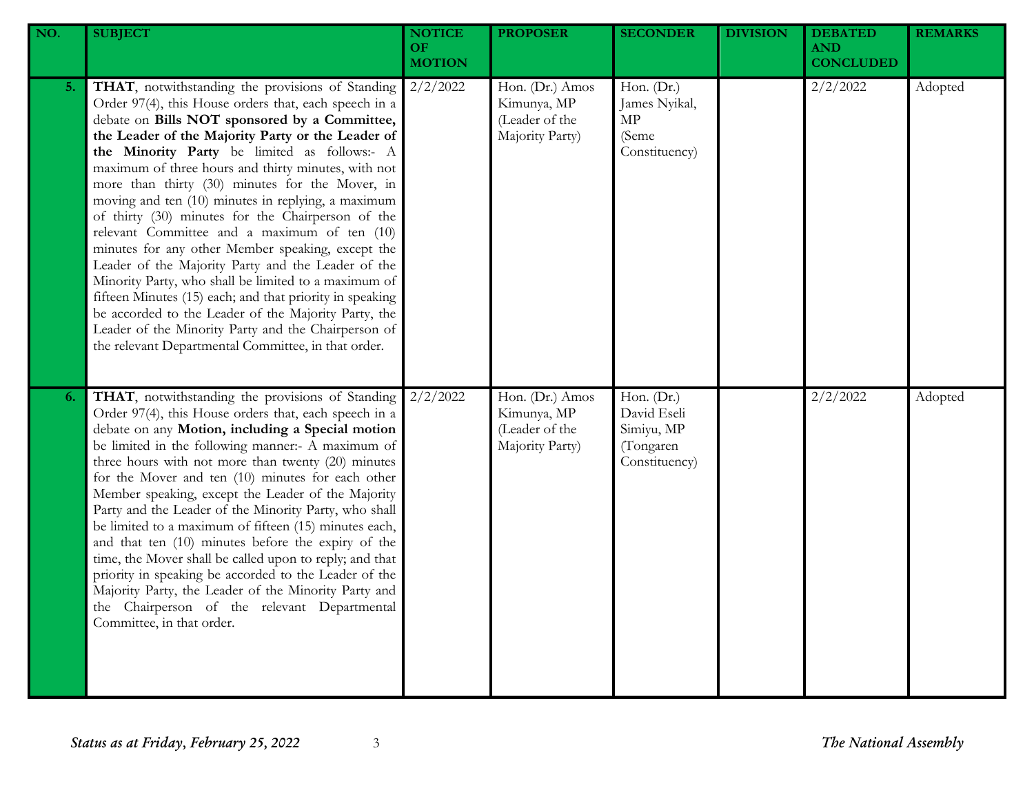| NO. | SUBJECT | NOTICE OF MOTION | PROPOSER | SECONDER | DIVISION | DEBATED AND CONCLUDED | REMARKS |
|---|---|---|---|---|---|---|---|
| 5. | **THAT**, notwithstanding the provisions of Standing Order 97(4), this House orders that, each speech in a debate on **Bills NOT sponsored by a Committee, the Leader of the Majority Party or the Leader of the Minority Party** be limited as follows:- A maximum of three hours and thirty minutes, with not more than thirty (30) minutes for the Mover, in moving and ten (10) minutes in replying, a maximum of thirty (30) minutes for the Chairperson of the relevant Committee and a maximum of ten (10) minutes for any other Member speaking, except the Leader of the Majority Party and the Leader of the Minority Party, who shall be limited to a maximum of fifteen Minutes (15) each; and that priority in speaking be accorded to the Leader of the Majority Party, the Leader of the Minority Party and the Chairperson of the relevant Departmental Committee, in that order. | 2/2/2022 | Hon. (Dr.) Amos Kimunya, MP (Leader of the Majority Party) | Hon. (Dr.) James Nyikal, MP (Seme Constituency) | | 2/2/2022 | Adopted |
| 6. | **THAT**, notwithstanding the provisions of Standing Order 97(4), this House orders that, each speech in a debate on any **Motion, including a Special motion** be limited in the following manner:- A maximum of three hours with not more than twenty (20) minutes for the Mover and ten (10) minutes for each other Member speaking, except the Leader of the Majority Party and the Leader of the Minority Party, who shall be limited to a maximum of fifteen (15) minutes each, and that ten (10) minutes before the expiry of the time, the Mover shall be called upon to reply; and that priority in speaking be accorded to the Leader of the Majority Party, the Leader of the Minority Party and the Chairperson of the relevant Departmental Committee, in that order. | 2/2/2022 | Hon. (Dr.) Amos Kimunya, MP (Leader of the Majority Party) | Hon. (Dr.) David Eseli Simiyu, MP (Tongaren Constituency) | | 2/2/2022 | Adopted |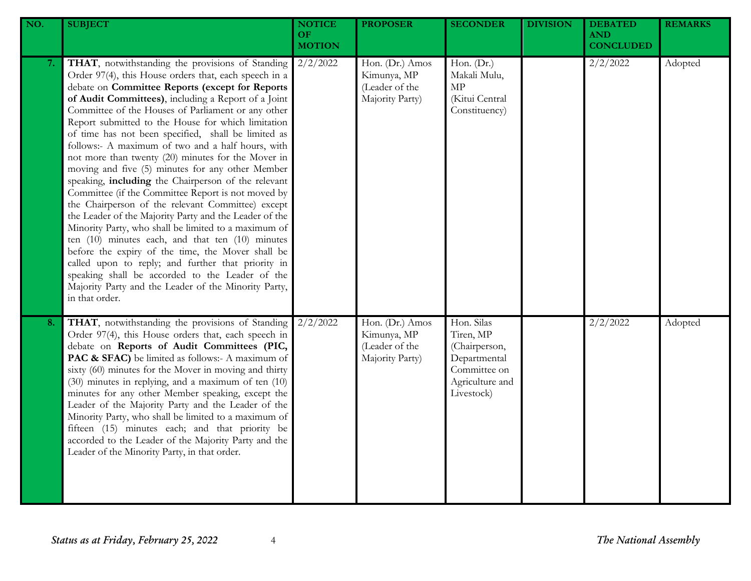| NO. | SUBJECT | NOTICE OF MOTION | PROPOSER | SECONDER | DIVISION | DEBATED AND CONCLUDED | REMARKS |
|---|---|---|---|---|---|---|---|
| 7. | **THAT**, notwithstanding the provisions of Standing Order 97(4), this House orders that, each speech in a debate on **Committee Reports (except for Reports of Audit Committees)**, including a Report of a Joint Committee of the Houses of Parliament or any other Report submitted to the House for which limitation of time has not been specified, shall be limited as follows:- A maximum of two and a half hours, with not more than twenty (20) minutes for the Mover in moving and five (5) minutes for any other Member speaking, **including** the Chairperson of the relevant Committee (if the Committee Report is not moved by the Chairperson of the relevant Committee) except the Leader of the Majority Party and the Leader of the Minority Party, who shall be limited to a maximum of ten (10) minutes each, and that ten (10) minutes before the expiry of the time, the Mover shall be called upon to reply; and further that priority in speaking shall be accorded to the Leader of the Majority Party and the Leader of the Minority Party, in that order. | 2/2/2022 | Hon. (Dr.) Amos Kimunya, MP (Leader of the Majority Party) | Hon. (Dr.) Makali Mulu, MP (Kitui Central Constituency) | | 2/2/2022 | Adopted |
| 8. | **THAT**, notwithstanding the provisions of Standing Order 97(4), this House orders that, each speech in debate on **Reports of Audit Committees (PIC, PAC & SFAC)** be limited as follows:- A maximum of sixty (60) minutes for the Mover in moving and thirty (30) minutes in replying, and a maximum of ten (10) minutes for any other Member speaking, except the Leader of the Majority Party and the Leader of the Minority Party, who shall be limited to a maximum of fifteen (15) minutes each; and that priority be accorded to the Leader of the Majority Party and the Leader of the Minority Party, in that order. | 2/2/2022 | Hon. (Dr.) Amos Kimunya, MP (Leader of the Majority Party) | Hon. Silas Tiren, MP (Chairperson, Departmental Committee on Agriculture and Livestock) | | 2/2/2022 | Adopted |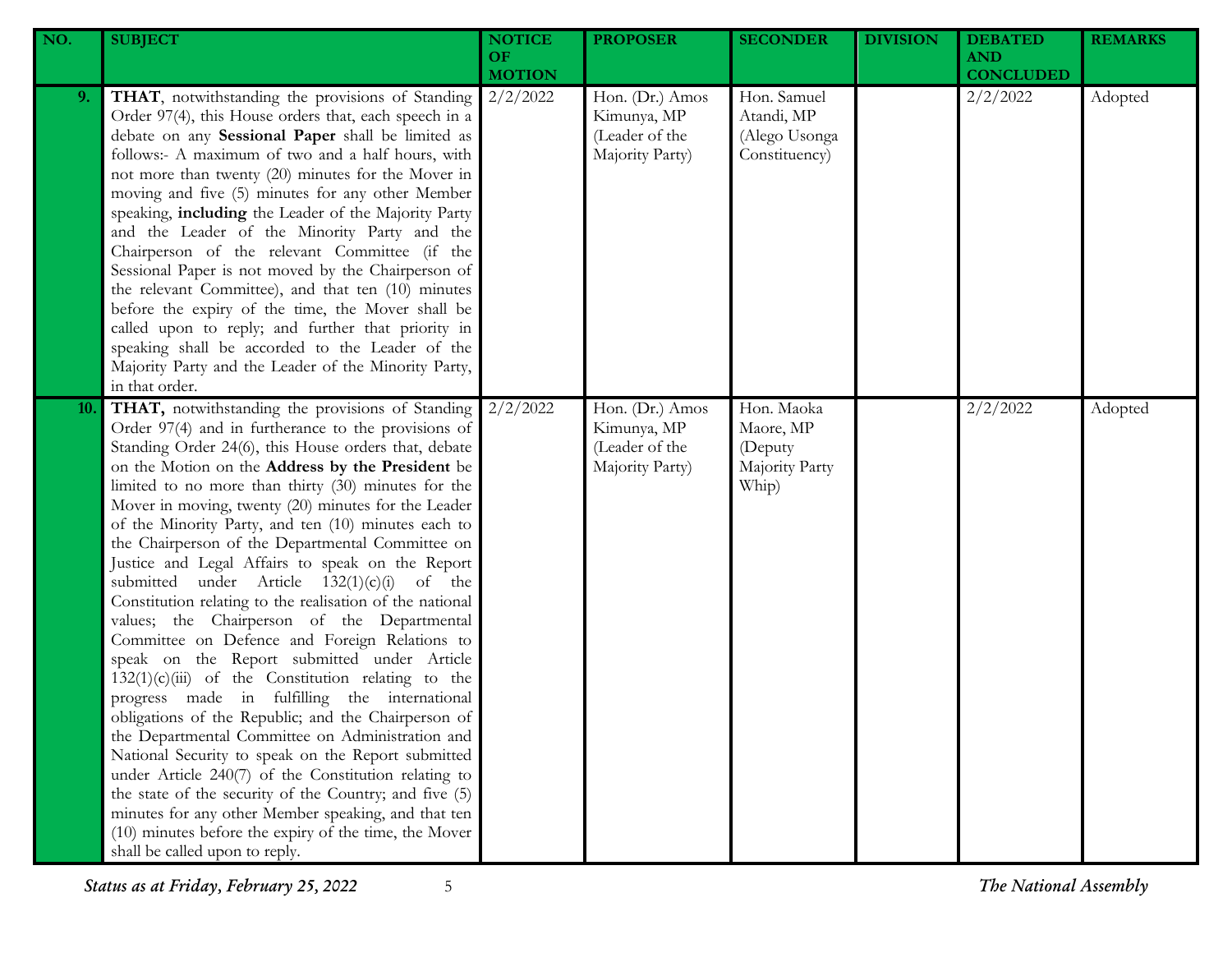| NO. | SUBJECT | NOTICE OF MOTION | PROPOSER | SECONDER | DIVISION | DEBATED AND CONCLUDED | REMARKS |
|---|---|---|---|---|---|---|---|
| 9. | **THAT**, notwithstanding the provisions of Standing Order 97(4), this House orders that, each speech in a debate on any **Sessional Paper** shall be limited as follows:- A maximum of two and a half hours, with not more than twenty (20) minutes for the Mover in moving and five (5) minutes for any other Member speaking, **including** the Leader of the Majority Party and the Leader of the Minority Party and the Chairperson of the relevant Committee (if the Sessional Paper is not moved by the Chairperson of the relevant Committee), and that ten (10) minutes before the expiry of the time, the Mover shall be called upon to reply; and further that priority in speaking shall be accorded to the Leader of the Majority Party and the Leader of the Minority Party, in that order. | 2/2/2022 | Hon. (Dr.) Amos Kimunya, MP (Leader of the Majority Party) | Hon. Samuel Atandi, MP (Alego Usonga Constituency) | | 2/2/2022 | Adopted |
| 10. | **THAT,** notwithstanding the provisions of Standing Order 97(4) and in furtherance to the provisions of Standing Order 24(6), this House orders that, debate on the Motion on the **Address by the President** be limited to no more than thirty (30) minutes for the Mover in moving, twenty (20) minutes for the Leader of the Minority Party, and ten (10) minutes each to the Chairperson of the Departmental Committee on Justice and Legal Affairs to speak on the Report submitted under Article 132(1)(c)(i) of the Constitution relating to the realisation of the national values; the Chairperson of the Departmental Committee on Defence and Foreign Relations to speak on the Report submitted under Article 132(1)(c)(iii) of the Constitution relating to the progress made in fulfilling the international obligations of the Republic; and the Chairperson of the Departmental Committee on Administration and National Security to speak on the Report submitted under Article 240(7) of the Constitution relating to the state of the security of the Country; and five (5) minutes for any other Member speaking, and that ten (10) minutes before the expiry of the time, the Mover shall be called upon to reply. | 2/2/2022 | Hon. (Dr.) Amos Kimunya, MP (Leader of the Majority Party) | Hon. Maoka Maore, MP (Deputy Majority Party Whip) | | 2/2/2022 | Adopted |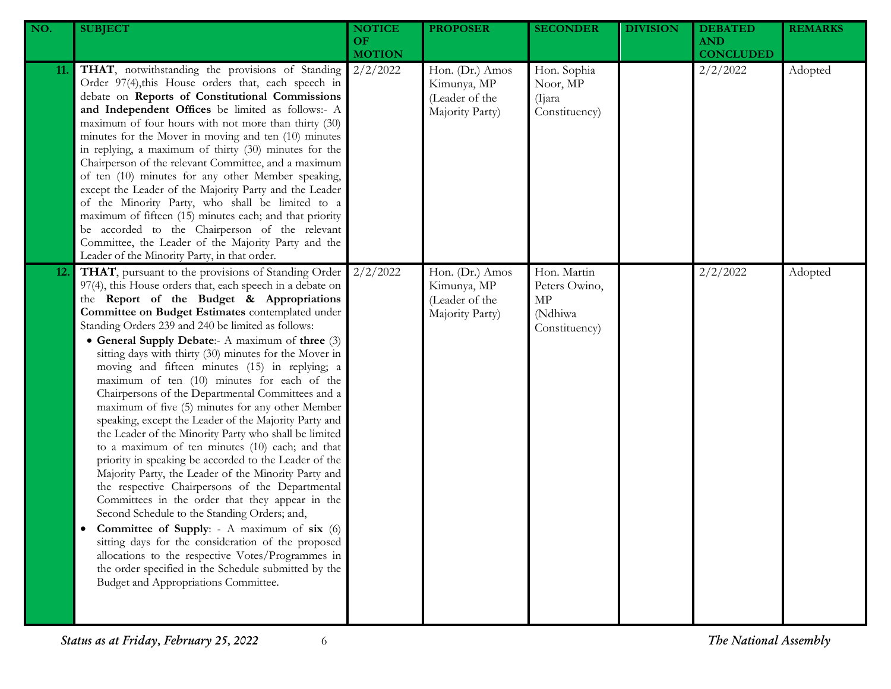| NO. | SUBJECT | NOTICE OF MOTION | PROPOSER | SECONDER | DIVISION | DEBATED AND CONCLUDED | REMARKS |
|---|---|---|---|---|---|---|---|
| 11. | **THAT**, notwithstanding the provisions of Standing Order 97(4),this House orders that, each speech in debate on **Reports of Constitutional Commissions and Independent Offices** be limited as follows:- A maximum of four hours with not more than thirty (30) minutes for the Mover in moving and ten (10) minutes in replying, a maximum of thirty (30) minutes for the Chairperson of the relevant Committee, and a maximum of ten (10) minutes for any other Member speaking, except the Leader of the Majority Party and the Leader of the Minority Party, who shall be limited to a maximum of fifteen (15) minutes each; and that priority be accorded to the Chairperson of the relevant Committee, the Leader of the Majority Party and the Leader of the Minority Party, in that order. | 2/2/2022 | Hon. (Dr.) Amos Kimunya, MP (Leader of the Majority Party) | Hon. Sophia Noor, MP (Ijara Constituency) | | 2/2/2022 | Adopted |
| 12. | **THAT**, pursuant to the provisions of Standing Order 97(4), this House orders that, each speech in a debate on the **Report of the Budget & Appropriations Committee on Budget Estimates** contemplated under Standing Orders 239 and 240 be limited as follows: <br>• **General Supply Debate**:- A maximum of **three** (3) sitting days with thirty (30) minutes for the Mover in moving and fifteen minutes (15) in replying; a maximum of ten (10) minutes for each of the Chairpersons of the Departmental Committees and a maximum of five (5) minutes for any other Member speaking, except the Leader of the Majority Party and the Leader of the Minority Party who shall be limited to a maximum of ten minutes (10) each; and that priority in speaking be accorded to the Leader of the Majority Party, the Leader of the Minority Party and the respective Chairpersons of the Departmental Committees in the order that they appear in the Second Schedule to the Standing Orders; and, <br>• **Committee of Supply**: - A maximum of **six** (6) sitting days for the consideration of the proposed allocations to the respective Votes/Programmes in the order specified in the Schedule submitted by the Budget and Appropriations Committee. | 2/2/2022 | Hon. (Dr.) Amos Kimunya, MP (Leader of the Majority Party) | Hon. Martin Peters Owino, MP (Ndhiwa Constituency) | | 2/2/2022 | Adopted |

*Status as at Friday, February 25, 2022* *The National Assembly*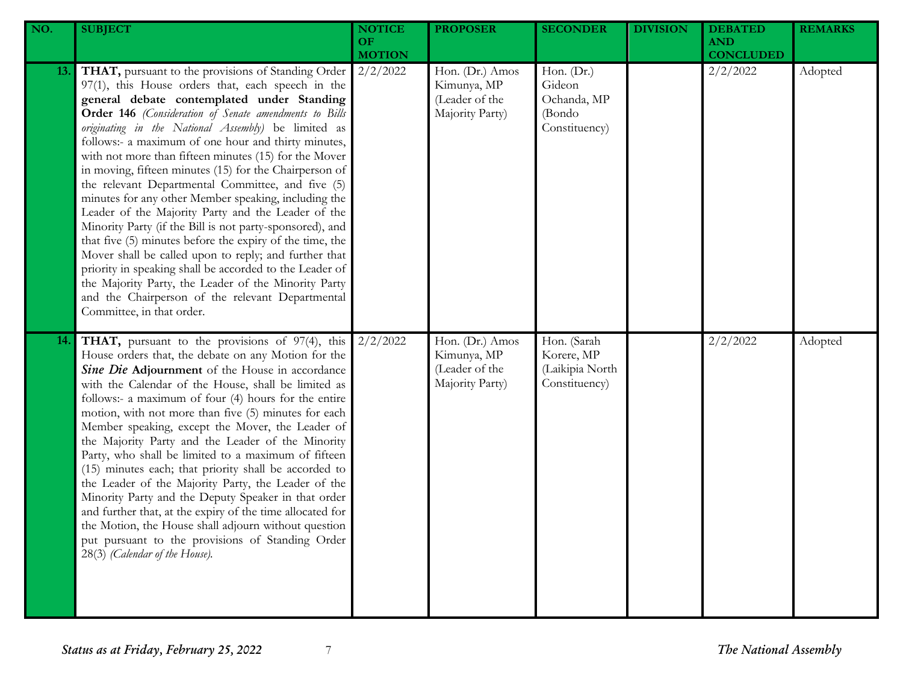| NO. | SUBJECT | NOTICE OF MOTION | PROPOSER | SECONDER | DIVISION | DEBATED AND CONCLUDED | REMARKS |
|---|---|---|---|---|---|---|---|
| 13. | **THAT,** pursuant to the provisions of Standing Order 97(1), this House orders that, each speech in the **general debate contemplated under Standing Order 146** *(Consideration of Senate amendments to Bills originating in the National Assembly)* be limited as follows:- a maximum of one hour and thirty minutes, with not more than fifteen minutes (15) for the Mover in moving, fifteen minutes (15) for the Chairperson of the relevant Departmental Committee, and five (5) minutes for any other Member speaking, including the Leader of the Majority Party and the Leader of the Minority Party (if the Bill is not party-sponsored), and that five (5) minutes before the expiry of the time, the Mover shall be called upon to reply; and further that priority in speaking shall be accorded to the Leader of the Majority Party, the Leader of the Minority Party and the Chairperson of the relevant Departmental Committee, in that order. | 2/2/2022 | Hon. (Dr.) Amos Kimunya, MP (Leader of the Majority Party) | Hon. (Dr.) Gideon Ochanda, MP (Bondo Constituency) | | 2/2/2022 | Adopted |
| 14. | **THAT,** pursuant to the provisions of 97(4), this House orders that, the debate on any Motion for the ***Sine Die* Adjournment** of the House in accordance with the Calendar of the House, shall be limited as follows:- a maximum of four (4) hours for the entire motion, with not more than five (5) minutes for each Member speaking, except the Mover, the Leader of the Majority Party and the Leader of the Minority Party, who shall be limited to a maximum of fifteen (15) minutes each; that priority shall be accorded to the Leader of the Majority Party, the Leader of the Minority Party and the Deputy Speaker in that order and further that, at the expiry of the time allocated for the Motion, the House shall adjourn without question put pursuant to the provisions of Standing Order 28(3) *(Calendar of the House).* | 2/2/2022 | Hon. (Dr.) Amos Kimunya, MP (Leader of the Majority Party) | Hon. (Sarah Korere, MP (Laikipia North Constituency) | | 2/2/2022 | Adopted |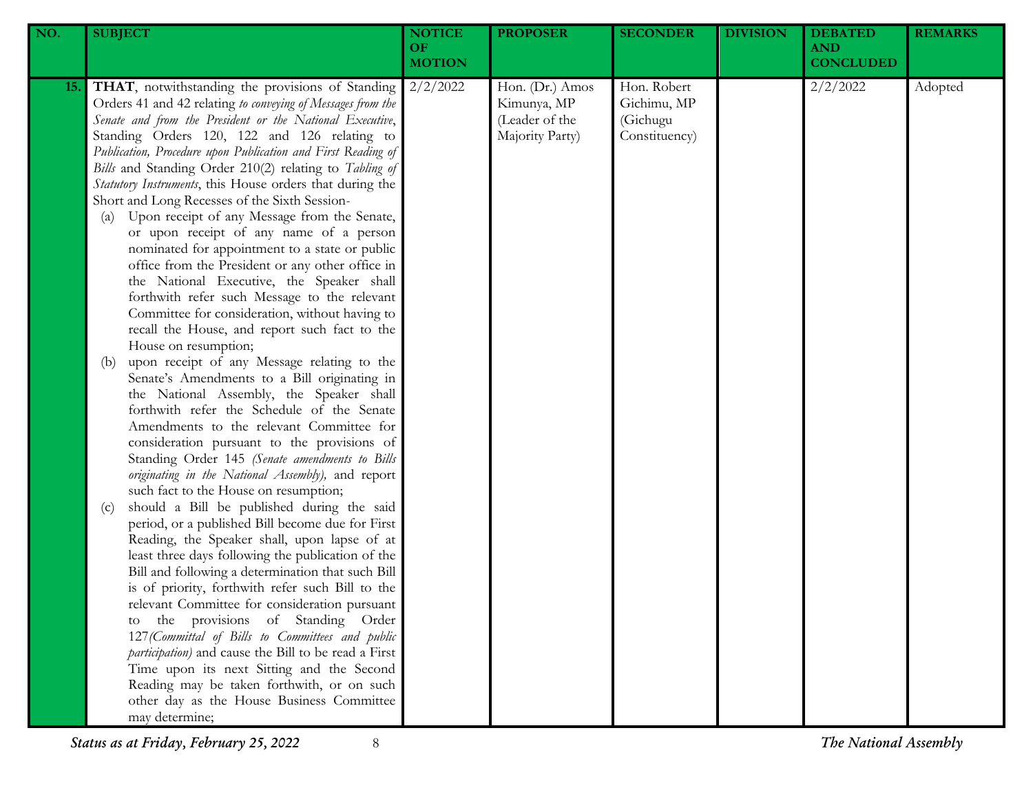| NO. | SUBJECT | NOTICE OF MOTION | PROPOSER | SECONDER | DIVISION | DEBATED AND CONCLUDED | REMARKS |
|---|---|---|---|---|---|---|---|
| 15. | **THAT**, notwithstanding the provisions of Standing Orders 41 and 42 relating *to conveying of Messages from the Senate and from the President or the National Executive*, Standing Orders 120, 122 and 126 relating to *Publication, Procedure upon Publication and First Reading of Bills* and Standing Order 210(2) relating to *Tabling of Statutory Instruments*, this House orders that during the Short and Long Recesses of the Sixth Session- <br>(a) Upon receipt of any Message from the Senate, or upon receipt of any name of a person nominated for appointment to a state or public office from the President or any other office in the National Executive, the Speaker shall forthwith refer such Message to the relevant Committee for consideration, without having to recall the House, and report such fact to the House on resumption; <br>(b) upon receipt of any Message relating to the Senate's Amendments to a Bill originating in the National Assembly, the Speaker shall forthwith refer the Schedule of the Senate Amendments to the relevant Committee for consideration pursuant to the provisions of Standing Order 145 *(Senate amendments to Bills originating in the National Assembly),* and report such fact to the House on resumption; <br>(c) should a Bill be published during the said period, or a published Bill become due for First Reading, the Speaker shall, upon lapse of at least three days following the publication of the Bill and following a determination that such Bill is of priority, forthwith refer such Bill to the relevant Committee for consideration pursuant to the provisions of Standing Order 127*(Committal of Bills to Committees and public participation)* and cause the Bill to be read a First Time upon its next Sitting and the Second Reading may be taken forthwith, or on such other day as the House Business Committee may determine; | 2/2/2022 | Hon. (Dr.) Amos Kimunya, MP (Leader of the Majority Party) | Hon. Robert Gichimu, MP (Gichugu Constituency) | | 2/2/2022 | Adopted |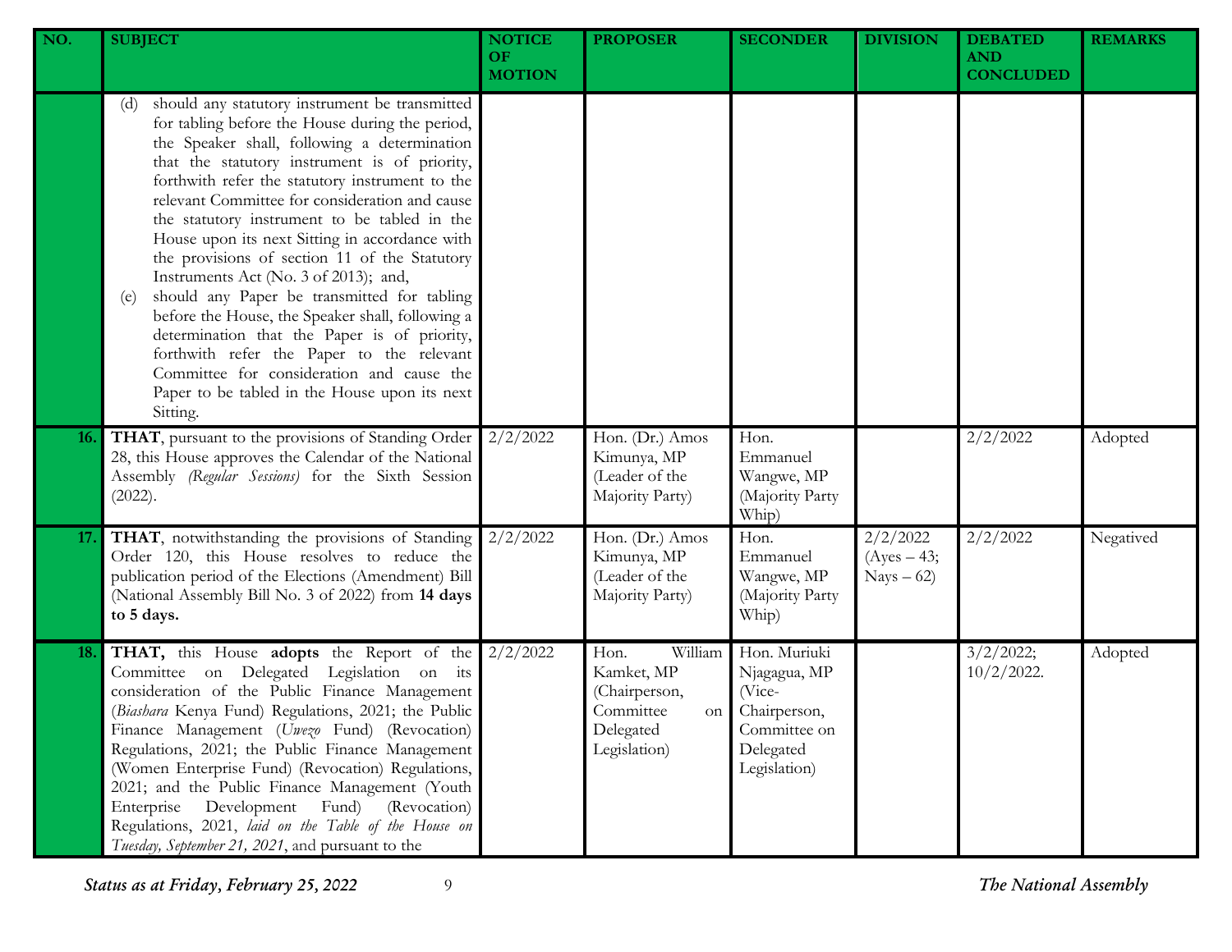| NO. | SUBJECT | NOTICE OF MOTION | PROPOSER | SECONDER | DIVISION | DEBATED AND CONCLUDED | REMARKS |
|---|---|---|---|---|---|---|---|
| | (d) should any statutory instrument be transmitted for tabling before the House during the period, the Speaker shall, following a determination that the statutory instrument is of priority, forthwith refer the statutory instrument to the relevant Committee for consideration and cause the statutory instrument to be tabled in the House upon its next Sitting in accordance with the provisions of section 11 of the Statutory Instruments Act (No. 3 of 2013); and,<br>(e) should any Paper be transmitted for tabling before the House, the Speaker shall, following a determination that the Paper is of priority, forthwith refer the Paper to the relevant Committee for consideration and cause the Paper to be tabled in the House upon its next Sitting. | | | | | | |
| 16. | **THAT**, pursuant to the provisions of Standing Order 28, this House approves the Calendar of the National Assembly *(Regular Sessions)* for the Sixth Session (2022). | 2/2/2022 | Hon. (Dr.) Amos Kimunya, MP (Leader of the Majority Party) | Hon. Emmanuel Wangwe, MP (Majority Party Whip) | | 2/2/2022 | Adopted |
| 17. | **THAT**, notwithstanding the provisions of Standing Order 120, this House resolves to reduce the publication period of the Elections (Amendment) Bill (National Assembly Bill No. 3 of 2022) from **14 days to 5 days.** | 2/2/2022 | Hon. (Dr.) Amos Kimunya, MP (Leader of the Majority Party) | Hon. Emmanuel Wangwe, MP (Majority Party Whip) | 2/2/2022 (Ayes – 43; Nays – 62) | 2/2/2022 | Negatived |
| 18. | **THAT,** this House **adopts** the Report of the Committee on Delegated Legislation on its consideration of the Public Finance Management (*Biashara* Kenya Fund) Regulations, 2021; the Public Finance Management (*Uwezo* Fund) (Revocation) Regulations, 2021; the Public Finance Management (Women Enterprise Fund) (Revocation) Regulations, 2021; and the Public Finance Management (Youth Enterprise Development Fund) (Revocation) Regulations, 2021, *laid on the Table of the House on Tuesday, September 21, 2021*, and pursuant to the | 2/2/2022 | Hon. William Kamket, MP (Chairperson, Committee on Delegated Legislation) | Hon. Muriuki Njagagua, MP (Vice-Chairperson, Committee on Delegated Legislation) | | 3/2/2022; 10/2/2022. | Adopted |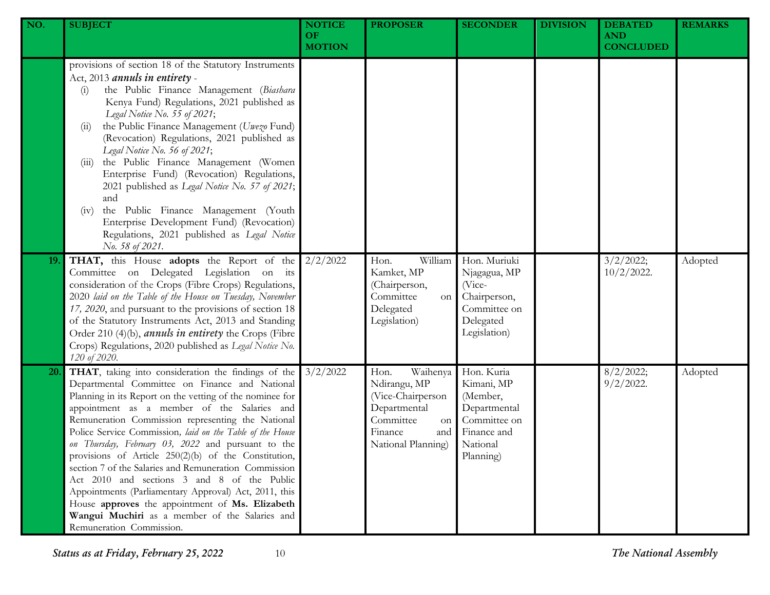| NO. | SUBJECT | NOTICE OF MOTION | PROPOSER | SECONDER | DIVISION | DEBATED AND CONCLUDED | REMARKS |
|---|---|---|---|---|---|---|---|
| | provisions of section 18 of the Statutory Instruments Act, 2013 ***annuls in entirety*** - (i) the Public Finance Management (*Biashara* Kenya Fund) Regulations, 2021 published as *Legal Notice No. 55 of 2021*; (ii) the Public Finance Management (*Uwezo* Fund) (Revocation) Regulations, 2021 published as *Legal Notice No. 56 of 2021*; (iii) the Public Finance Management (Women Enterprise Fund) (Revocation) Regulations, 2021 published as *Legal Notice No. 57 of 2021*; and (iv) the Public Finance Management (Youth Enterprise Development Fund) (Revocation) Regulations, 2021 published as *Legal Notice No. 58 of 2021*. | | | | | | |
| **19.** | **THAT,** this House **adopts** the Report of the Committee on Delegated Legislation on its consideration of the Crops (Fibre Crops) Regulations, 2020 *laid on the Table of the House on Tuesday, November 17, 2020*, and pursuant to the provisions of section 18 of the Statutory Instruments Act, 2013 and Standing Order 210 (4)(b), ***annuls in entirety*** the Crops (Fibre Crops) Regulations, 2020 published as *Legal Notice No. 120 of 2020*. | 2/2/2022 | Hon. William Kamket, MP (Chairperson, Committee on Delegated Legislation) | Hon. Muriuki Njagagua, MP (Vice-Chairperson, Committee on Delegated Legislation) | | 3/2/2022; 10/2/2022. | Adopted |
| **20.** | **THAT**, taking into consideration the findings of the Departmental Committee on Finance and National Planning in its Report on the vetting of the nominee for appointment as a member of the Salaries and Remuneration Commission representing the National Police Service Commission*, laid on the Table of the House on Thursday, February 03, 2022* and pursuant to the provisions of Article 250(2)(b) of the Constitution, section 7 of the Salaries and Remuneration Commission Act 2010 and sections 3 and 8 of the Public Appointments (Parliamentary Approval) Act, 2011, this House **approves** the appointment of **Ms. Elizabeth Wangui Muchiri** as a member of the Salaries and Remuneration Commission. | 3/2/2022 | Hon. Waihenya Ndirangu, MP (Vice-Chairperson Departmental Committee on Finance and National Planning) | Hon. Kuria Kimani, MP (Member, Departmental Committee on Finance and National Planning) | | 8/2/2022; 9/2/2022. | Adopted |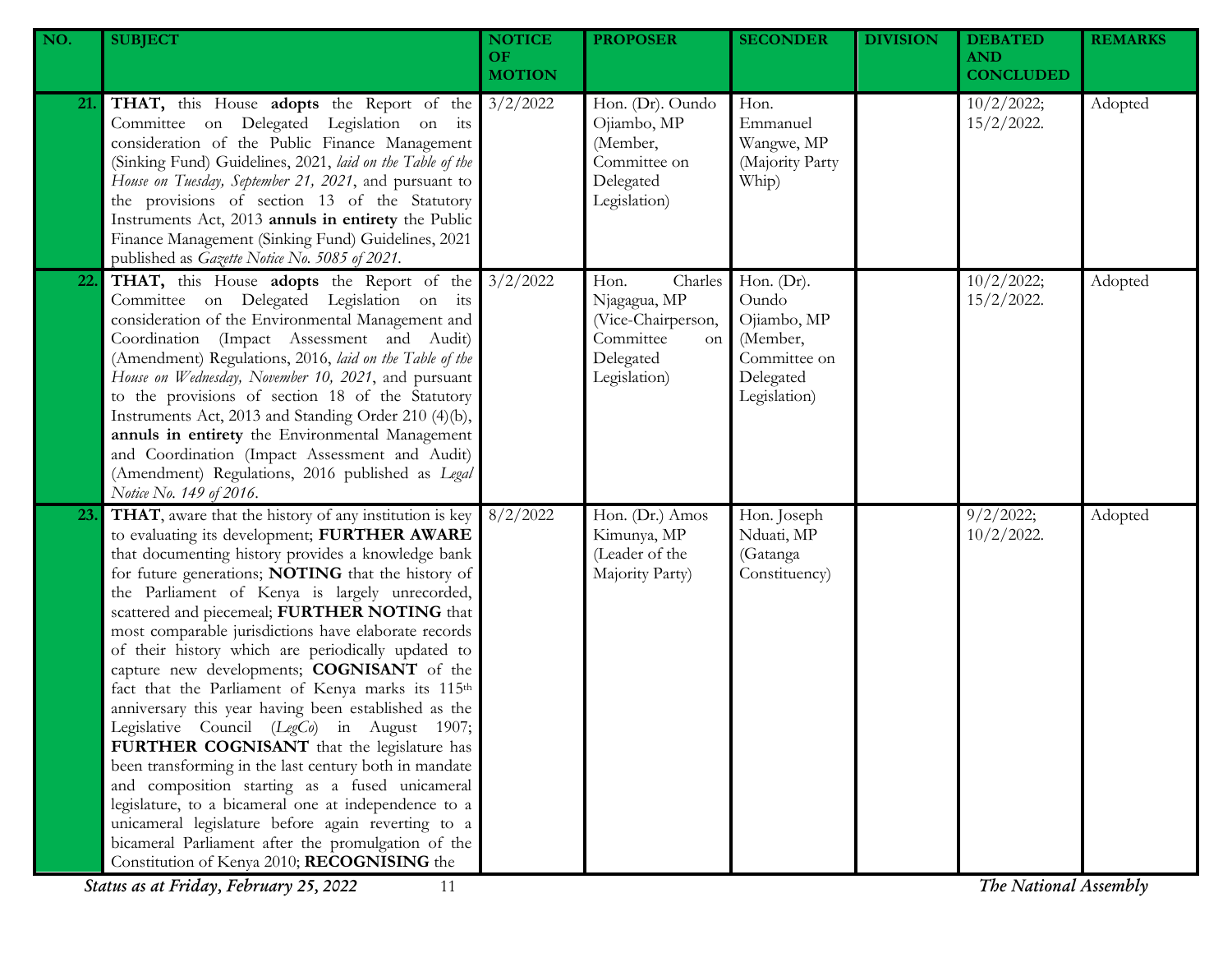| NO. | SUBJECT | NOTICE OF MOTION | PROPOSER | SECONDER | DIVISION | DEBATED AND CONCLUDED | REMARKS |
|---|---|---|---|---|---|---|---|
| 21. | **THAT,** this House **adopts** the Report of the Committee on Delegated Legislation on its consideration of the Public Finance Management (Sinking Fund) Guidelines, 2021, *laid on the Table of the House on Tuesday, September 21, 2021*, and pursuant to the provisions of section 13 of the Statutory Instruments Act, 2013 **annuls in entirety** the Public Finance Management (Sinking Fund) Guidelines, 2021 published as *Gazette Notice No. 5085 of 2021*. | 3/2/2022 | Hon. (Dr). Oundo Ojiambo, MP (Member, Committee on Delegated Legislation) | Hon. Emmanuel Wangwe, MP (Majority Party Whip) | | 10/2/2022; 15/2/2022. | Adopted |
| 22. | **THAT,** this House **adopts** the Report of the Committee on Delegated Legislation on its consideration of the Environmental Management and Coordination (Impact Assessment and Audit) (Amendment) Regulations, 2016, *laid on the Table of the House on Wednesday, November 10, 2021*, and pursuant to the provisions of section 18 of the Statutory Instruments Act, 2013 and Standing Order 210 (4)(b), **annuls in entirety** the Environmental Management and Coordination (Impact Assessment and Audit) (Amendment) Regulations, 2016 published as *Legal Notice No. 149 of 2016*. | 3/2/2022 | Hon. Charles Njagagua, MP (Vice-Chairperson, Committee on Delegated Legislation) | Hon. (Dr). Oundo Ojiambo, MP (Member, Committee on Delegated Legislation) | | 10/2/2022; 15/2/2022. | Adopted |
| 23. | **THAT**, aware that the history of any institution is key to evaluating its development; **FURTHER AWARE** that documenting history provides a knowledge bank for future generations; **NOTING** that the history of the Parliament of Kenya is largely unrecorded, scattered and piecemeal; **FURTHER NOTING** that most comparable jurisdictions have elaborate records of their history which are periodically updated to capture new developments; **COGNISANT** of the fact that the Parliament of Kenya marks its 115th anniversary this year having been established as the Legislative Council (*LegCo*) in August 1907; **FURTHER COGNISANT** that the legislature has been transforming in the last century both in mandate and composition starting as a fused unicameral legislature, to a bicameral one at independence to a unicameral legislature before again reverting to a bicameral Parliament after the promulgation of the Constitution of Kenya 2010; **RECOGNISING** the | 8/2/2022 | Hon. (Dr.) Amos Kimunya, MP (Leader of the Majority Party) | Hon. Joseph Nduati, MP (Gatanga Constituency) | | 9/2/2022; 10/2/2022. | Adopted |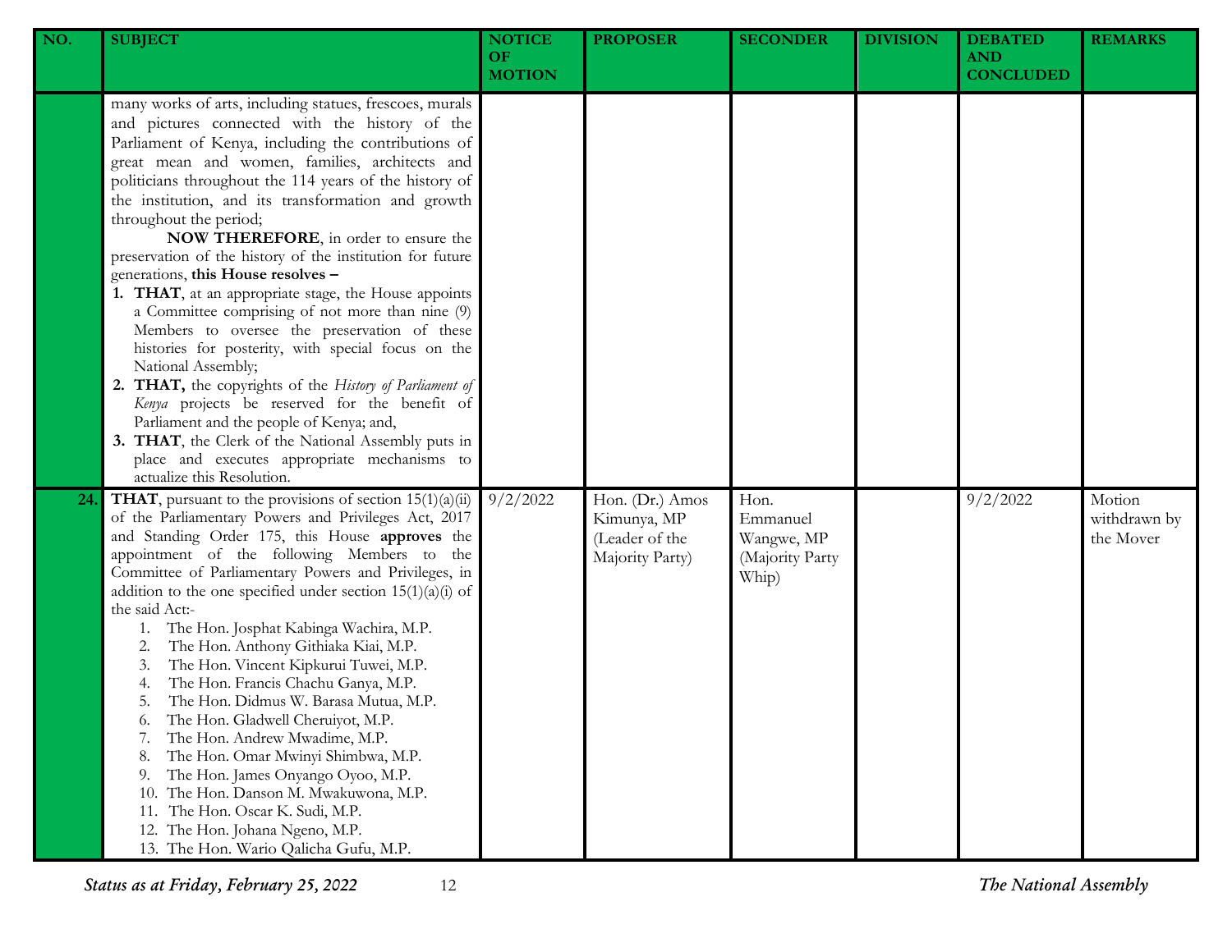| NO. | SUBJECT | NOTICE OF MOTION | PROPOSER | SECONDER | DIVISION | DEBATED AND CONCLUDED | REMARKS |
|---|---|---|---|---|---|---|---|
| | many works of arts, including statues, frescoes, murals and pictures connected with the history of the Parliament of Kenya, including the contributions of great mean and women, families, architects and politicians throughout the 114 years of the history of the institution, and its transformation and growth throughout the period;<br>**NOW THEREFORE**, in order to ensure the preservation of the history of the institution for future generations, **this House resolves –**<br>1. **THAT**, at an appropriate stage, the House appoints a Committee comprising of not more than nine (9) Members to oversee the preservation of these histories for posterity, with special focus on the National Assembly;<br>2. **THAT,** the copyrights of the *History of Parliament of Kenya* projects be reserved for the benefit of Parliament and the people of Kenya; and,<br>3. **THAT**, the Clerk of the National Assembly puts in place and executes appropriate mechanisms to actualize this Resolution. | | | | | | |
| **24.** | **THAT**, pursuant to the provisions of section 15(1)(a)(ii) of the Parliamentary Powers and Privileges Act, 2017 and Standing Order 175, this House **approves** the appointment of the following Members to the Committee of Parliamentary Powers and Privileges, in addition to the one specified under section 15(1)(a)(i) of the said Act:-<br>1. The Hon. Josphat Kabinga Wachira, M.P.<br>2. The Hon. Anthony Githiaka Kiai, M.P.<br>3. The Hon. Vincent Kipkurui Tuwei, M.P.<br>4. The Hon. Francis Chachu Ganya, M.P.<br>5. The Hon. Didmus W. Barasa Mutua, M.P.<br>6. The Hon. Gladwell Cheruiyot, M.P.<br>7. The Hon. Andrew Mwadime, M.P.<br>8. The Hon. Omar Mwinyi Shimbwa, M.P.<br>9. The Hon. James Onyango Oyoo, M.P.<br>10. The Hon. Danson M. Mwakuwona, M.P.<br>11. The Hon. Oscar K. Sudi, M.P.<br>12. The Hon. Johana Ngeno, M.P.<br>13. The Hon. Wario Qalicha Gufu, M.P. | 9/2/2022 | Hon. (Dr.) Amos Kimunya, MP (Leader of the Majority Party) | Hon. Emmanuel Wangwe, MP (Majority Party Whip) | | 9/2/2022 | Motion withdrawn by the Mover |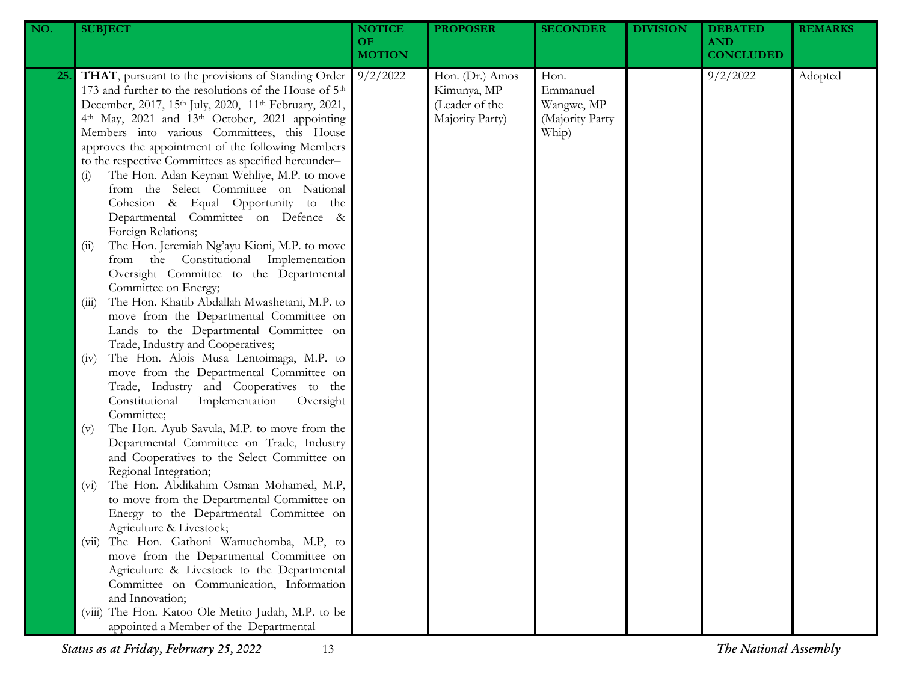| NO. | SUBJECT | NOTICE OF MOTION | PROPOSER | SECONDER | DIVISION | DEBATED AND CONCLUDED | REMARKS |
|---|---|---|---|---|---|---|---|
| 25. | **THAT**, pursuant to the provisions of Standing Order 173 and further to the resolutions of the House of 5th December, 2017, 15th July, 2020, 11th February, 2021, 4th May, 2021 and 13th October, 2021 appointing Members into various Committees, this House approves the appointment of the following Members to the respective Committees as specified hereunder–<br>(i) The Hon. Adan Keynan Wehliye, M.P. to move from the Select Committee on National Cohesion & Equal Opportunity to the Departmental Committee on Defence & Foreign Relations;<br>(ii) The Hon. Jeremiah Ng'ayu Kioni, M.P. to move from the Constitutional Implementation Oversight Committee to the Departmental Committee on Energy;<br>(iii) The Hon. Khatib Abdallah Mwashetani, M.P. to move from the Departmental Committee on Lands to the Departmental Committee on Trade, Industry and Cooperatives;<br>(iv) The Hon. Alois Musa Lentoimaga, M.P. to move from the Departmental Committee on Trade, Industry and Cooperatives to the Constitutional Implementation Oversight Committee;<br>(v) The Hon. Ayub Savula, M.P. to move from the Departmental Committee on Trade, Industry and Cooperatives to the Select Committee on Regional Integration;<br>(vi) The Hon. Abdikahim Osman Mohamed, M.P, to move from the Departmental Committee on Energy to the Departmental Committee on Agriculture & Livestock;<br>(vii) The Hon. Gathoni Wamuchomba, M.P, to move from the Departmental Committee on Agriculture & Livestock to the Departmental Committee on Communication, Information and Innovation;<br>(viii) The Hon. Katoo Ole Metito Judah, M.P. to be appointed a Member of the Departmental | 9/2/2022 | Hon. (Dr.) Amos Kimunya, MP (Leader of the Majority Party) | Hon. Emmanuel Wangwe, MP (Majority Party Whip) | | 9/2/2022 | Adopted |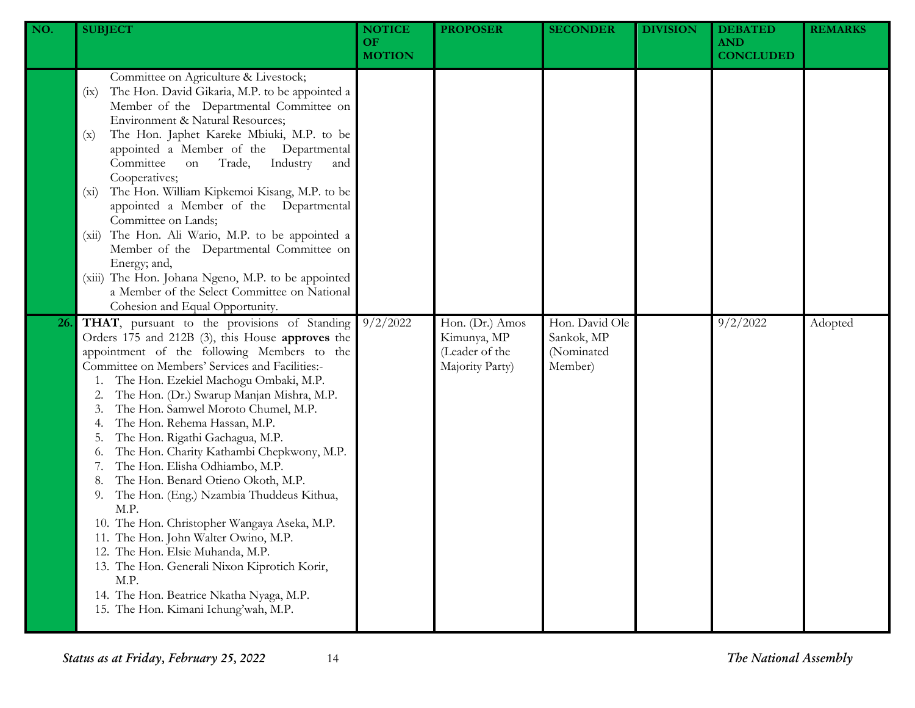| NO. | SUBJECT | NOTICE OF MOTION | PROPOSER | SECONDER | DIVISION | DEBATED AND CONCLUDED | REMARKS |
|---|---|---|---|---|---|---|---|
| | Committee on Agriculture & Livestock;<br>(ix) The Hon. David Gikaria, M.P. to be appointed a Member of the Departmental Committee on Environment & Natural Resources;<br>(x) The Hon. Japhet Kareke Mbiuki, M.P. to be appointed a Member of the Departmental Committee on Trade, Industry and Cooperatives;<br>(xi) The Hon. William Kipkemoi Kisang, M.P. to be appointed a Member of the Departmental Committee on Lands;<br>(xii) The Hon. Ali Wario, M.P. to be appointed a Member of the Departmental Committee on Energy; and,<br>(xiii) The Hon. Johana Ngeno, M.P. to be appointed a Member of the Select Committee on National Cohesion and Equal Opportunity. | | | | | | |
| 26. | **THAT**, pursuant to the provisions of Standing Orders 175 and 212B (3), this House **approves** the appointment of the following Members to the Committee on Members' Services and Facilities:-<br>1. The Hon. Ezekiel Machogu Ombaki, M.P.<br>2. The Hon. (Dr.) Swarup Manjan Mishra, M.P.<br>3. The Hon. Samwel Moroto Chumel, M.P.<br>4. The Hon. Rehema Hassan, M.P.<br>5. The Hon. Rigathi Gachagua, M.P.<br>6. The Hon. Charity Kathambi Chepkwony, M.P.<br>7. The Hon. Elisha Odhiambo, M.P.<br>8. The Hon. Benard Otieno Okoth, M.P.<br>9. The Hon. (Eng.) Nzambia Thuddeus Kithua, M.P.<br>10. The Hon. Christopher Wangaya Aseka, M.P.<br>11. The Hon. John Walter Owino, M.P.<br>12. The Hon. Elsie Muhanda, M.P.<br>13. The Hon. Generali Nixon Kiprotich Korir, M.P.<br>14. The Hon. Beatrice Nkatha Nyaga, M.P.<br>15. The Hon. Kimani Ichung'wah, M.P. | 9/2/2022 | Hon. (Dr.) Amos Kimunya, MP (Leader of the Majority Party) | Hon. David Ole Sankok, MP (Nominated Member) | | 9/2/2022 | Adopted |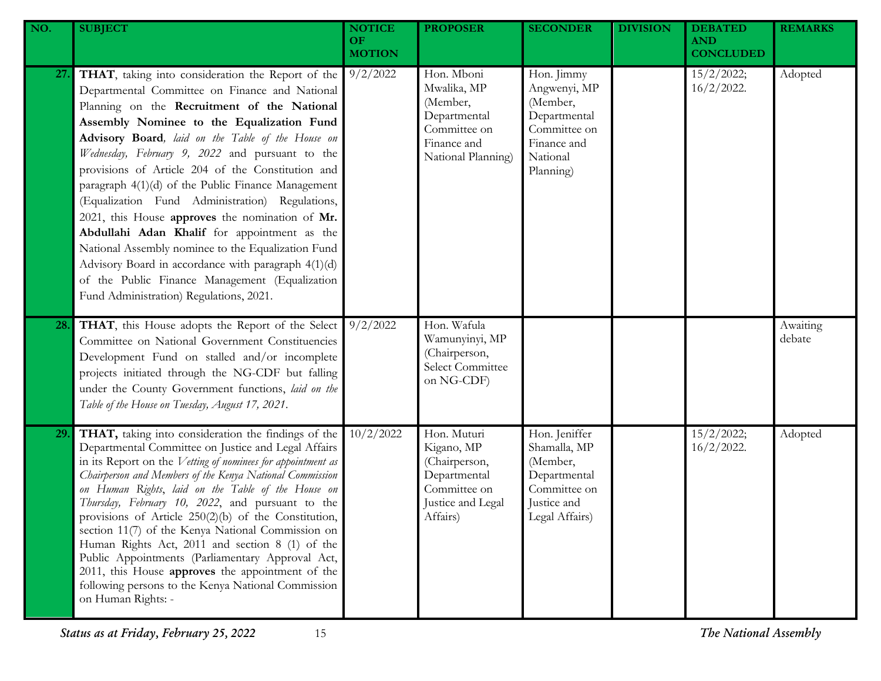| NO. | SUBJECT | NOTICE OF MOTION | PROPOSER | SECONDER | DIVISION | DEBATED AND CONCLUDED | REMARKS |
|---|---|---|---|---|---|---|---|
| 27. | **THAT**, taking into consideration the Report of the Departmental Committee on Finance and National Planning on the **Recruitment of the National Assembly Nominee to the Equalization Fund Advisory Board**, *laid on the Table of the House on Wednesday, February 9, 2022* and pursuant to the provisions of Article 204 of the Constitution and paragraph 4(1)(d) of the Public Finance Management (Equalization Fund Administration) Regulations, 2021, this House **approves** the nomination of **Mr. Abdullahi Adan Khalif** for appointment as the National Assembly nominee to the Equalization Fund Advisory Board in accordance with paragraph 4(1)(d) of the Public Finance Management (Equalization Fund Administration) Regulations, 2021. | 9/2/2022 | Hon. Mboni Mwalika, MP (Member, Departmental Committee on Finance and National Planning) | Hon. Jimmy Angwenyi, MP (Member, Departmental Committee on Finance and National Planning) | | 15/2/2022; 16/2/2022. | Adopted |
| 28. | **THAT**, this House adopts the Report of the Select Committee on National Government Constituencies Development Fund on stalled and/or incomplete projects initiated through the NG-CDF but falling under the County Government functions, *laid on the Table of the House on Tuesday, August 17, 2021*. | 9/2/2022 | Hon. Wafula Wamunyinyi, MP (Chairperson, Select Committee on NG-CDF) | | | | Awaiting debate |
| 29. | **THAT,** taking into consideration the findings of the Departmental Committee on Justice and Legal Affairs in its Report on the *Vetting of nominees for appointment as Chairperson and Members of the Kenya National Commission on Human Rights*, *laid on the Table of the House on Thursday, February 10, 2022*, and pursuant to the provisions of Article 250(2)(b) of the Constitution, section 11(7) of the Kenya National Commission on Human Rights Act, 2011 and section 8 (1) of the Public Appointments (Parliamentary Approval Act, 2011, this House **approves** the appointment of the following persons to the Kenya National Commission on Human Rights: - | 10/2/2022 | Hon. Muturi Kigano, MP (Chairperson, Departmental Committee on Justice and Legal Affairs) | Hon. Jeniffer Shamalla, MP (Member, Departmental Committee on Justice and Legal Affairs) | | 15/2/2022; 16/2/2022. | Adopted |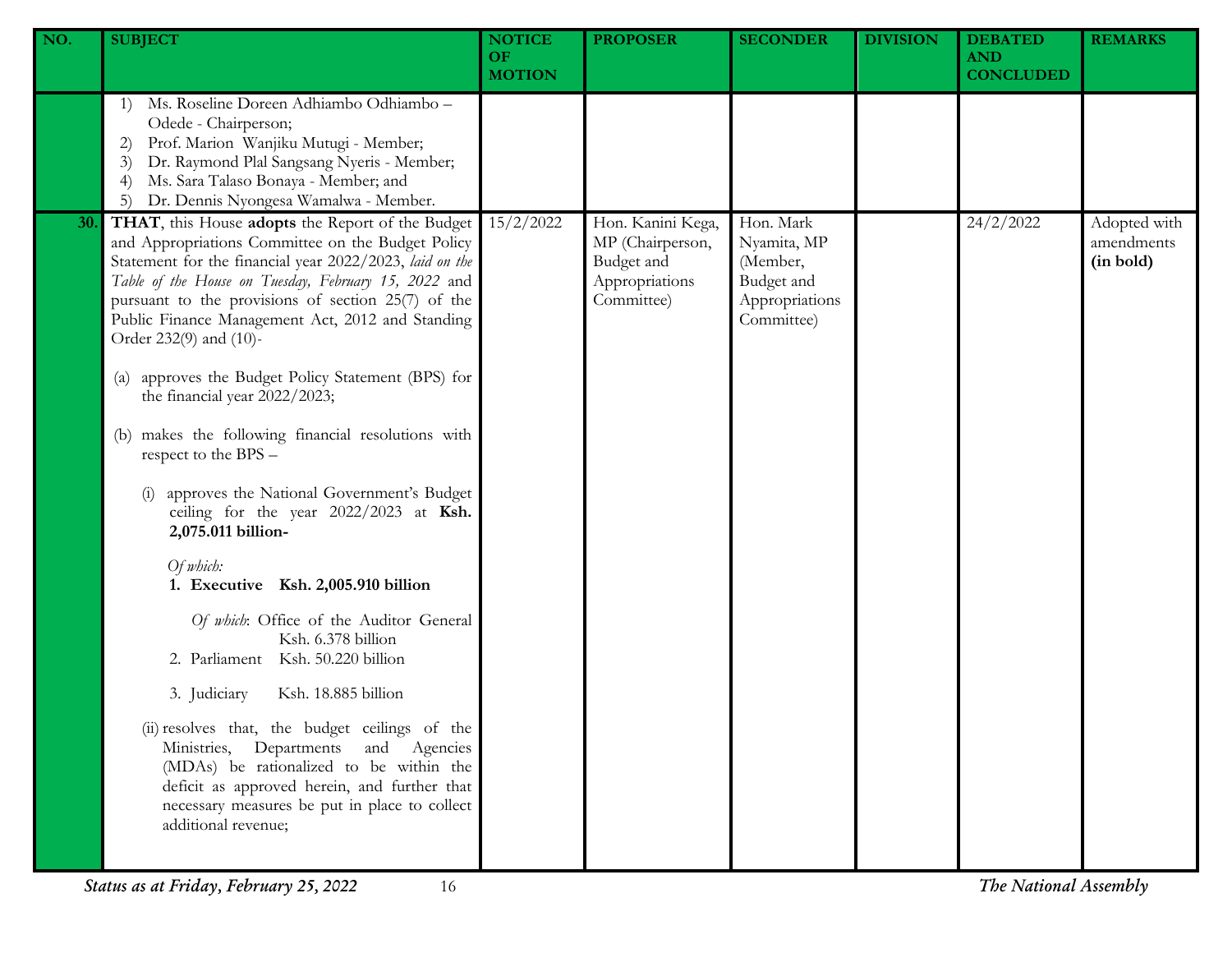| NO. | SUBJECT | NOTICE OF MOTION | PROPOSER | SECONDER | DIVISION | DEBATED AND CONCLUDED | REMARKS |
|---|---|---|---|---|---|---|---|
| | 1) Ms. Roseline Doreen Adhiambo Odhiambo – Odede - Chairperson;<br>2) Prof. Marion Wanjiku Mutugi - Member;<br>3) Dr. Raymond Plal Sangsang Nyeris - Member;<br>4) Ms. Sara Talaso Bonaya - Member; and<br>5) Dr. Dennis Nyongesa Wamalwa - Member. | | | | | | |
| 30. | **THAT**, this House **adopts** the Report of the Budget and Appropriations Committee on the Budget Policy Statement for the financial year 2022/2023, *laid on the Table of the House on Tuesday, February 15, 2022* and pursuant to the provisions of section 25(7) of the Public Finance Management Act, 2012 and Standing Order 232(9) and (10)-<br><br>(a) approves the Budget Policy Statement (BPS) for the financial year 2022/2023;<br><br>(b) makes the following financial resolutions with respect to the BPS –<br><br>(i) approves the National Government's Budget ceiling for the year 2022/2023 at **Ksh. 2,075.011 billion-**<br><br>*Of which:*<br>**1. Executive Ksh. 2,005.910 billion**<br><br>*Of which*: Office of the Auditor General Ksh. 6.378 billion<br>2. Parliament Ksh. 50.220 billion<br><br>3. Judiciary Ksh. 18.885 billion<br><br>(ii) resolves that, the budget ceilings of the Ministries, Departments and Agencies (MDAs) be rationalized to be within the deficit as approved herein, and further that necessary measures be put in place to collect additional revenue; | 15/2/2022 | Hon. Kanini Kega, MP (Chairperson, Budget and Appropriations Committee) | Hon. Mark Nyamita, MP (Member, Budget and Appropriations Committee) | | 24/2/2022 | Adopted with amendments **(in bold)** |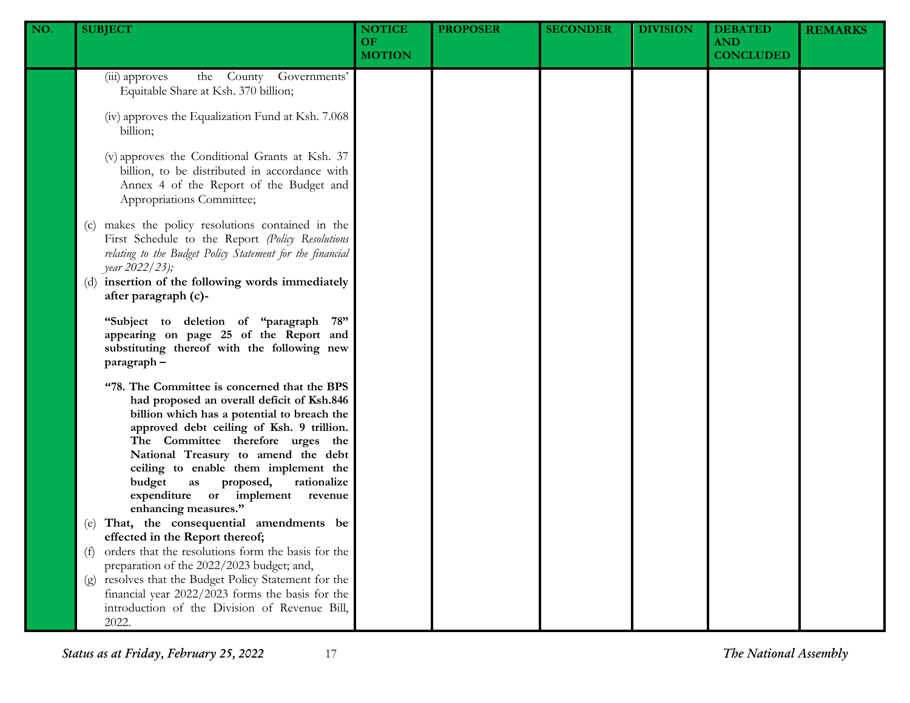| NO. | SUBJECT | NOTICE OF MOTION | PROPOSER | SECONDER | DIVISION | DEBATED AND CONCLUDED | REMARKS |
|---|---|---|---|---|---|---|---|
| | (iii) approves the County Governments' Equitable Share at Ksh. 370 billion;<br><br>(iv) approves the Equalization Fund at Ksh. 7.068 billion;<br><br>(v) approves the Conditional Grants at Ksh. 37 billion, to be distributed in accordance with Annex 4 of the Report of the Budget and Appropriations Committee;<br><br>(c) makes the policy resolutions contained in the First Schedule to the Report *(Policy Resolutions relating to the Budget Policy Statement for the financial year 2022/23);*<br>(d) **insertion of the following words immediately after paragraph (c)-**<br><br>**"Subject to deletion of "paragraph 78" appearing on page 25 of the Report and substituting thereof with the following new paragraph –**<br><br>**"78. The Committee is concerned that the BPS had proposed an overall deficit of Ksh.846 billion which has a potential to breach the approved debt ceiling of Ksh. 9 trillion. The Committee therefore urges the National Treasury to amend the debt ceiling to enable them implement the budget as proposed, rationalize expenditure or implement revenue enhancing measures."**<br>(e) **That, the consequential amendments be effected in the Report thereof;**<br>(f) orders that the resolutions form the basis for the preparation of the 2022/2023 budget; and,<br>(g) resolves that the Budget Policy Statement for the financial year 2022/2023 forms the basis for the introduction of the Division of Revenue Bill, 2022. | | | | | | |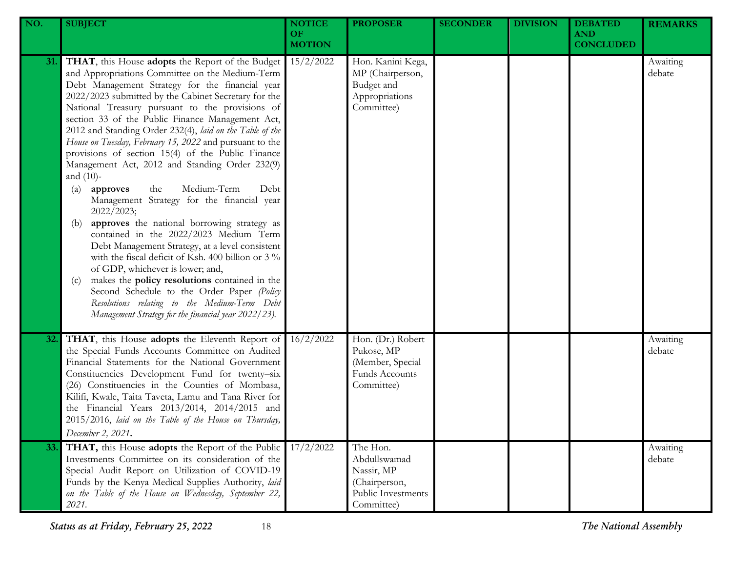| NO. | SUBJECT | NOTICE OF MOTION | PROPOSER | SECONDER | DIVISION | DEBATED AND CONCLUDED | REMARKS |
|---|---|---|---|---|---|---|---|
| 31. | **THAT**, this House **adopts** the Report of the Budget and Appropriations Committee on the Medium-Term Debt Management Strategy for the financial year 2022/2023 submitted by the Cabinet Secretary for the National Treasury pursuant to the provisions of section 33 of the Public Finance Management Act, 2012 and Standing Order 232(4), *laid on the Table of the House on Tuesday, February 15, 2022* and pursuant to the provisions of section 15(4) of the Public Finance Management Act, 2012 and Standing Order 232(9) and (10)- (a) **approves** the Medium-Term Debt Management Strategy for the financial year 2022/2023; (b) **approves** the national borrowing strategy as contained in the 2022/2023 Medium Term Debt Management Strategy, at a level consistent with the fiscal deficit of Ksh. 400 billion or 3 % of GDP, whichever is lower; and, (c) makes the **policy resolutions** contained in the Second Schedule to the Order Paper *(Policy Resolutions relating to the Medium-Term Debt Management Strategy for the financial year 2022/23).* | 15/2/2022 | Hon. Kanini Kega, MP (Chairperson, Budget and Appropriations Committee) | | | | Awaiting debate |
| 32. | **THAT**, this House **adopts** the Eleventh Report of the Special Funds Accounts Committee on Audited Financial Statements for the National Government Constituencies Development Fund for twenty–six (26) Constituencies in the Counties of Mombasa, Kilifi, Kwale, Taita Taveta, Lamu and Tana River for the Financial Years 2013/2014, 2014/2015 and 2015/2016, *laid on the Table of the House on Thursday, December 2, 2021*. | 16/2/2022 | Hon. (Dr.) Robert Pukose, MP (Member, Special Funds Accounts Committee) | | | | Awaiting debate |
| 33. | **THAT,** this House **adopts** the Report of the Public Investments Committee on its consideration of the Special Audit Report on Utilization of COVID-19 Funds by the Kenya Medical Supplies Authority, *laid on the Table of the House on Wednesday, September 22, 2021.* | 17/2/2022 | The Hon. Abdullswamad Nassir, MP (Chairperson, Public Investments Committee) | | | | Awaiting debate |

*Status as at Friday, February 25, 2022*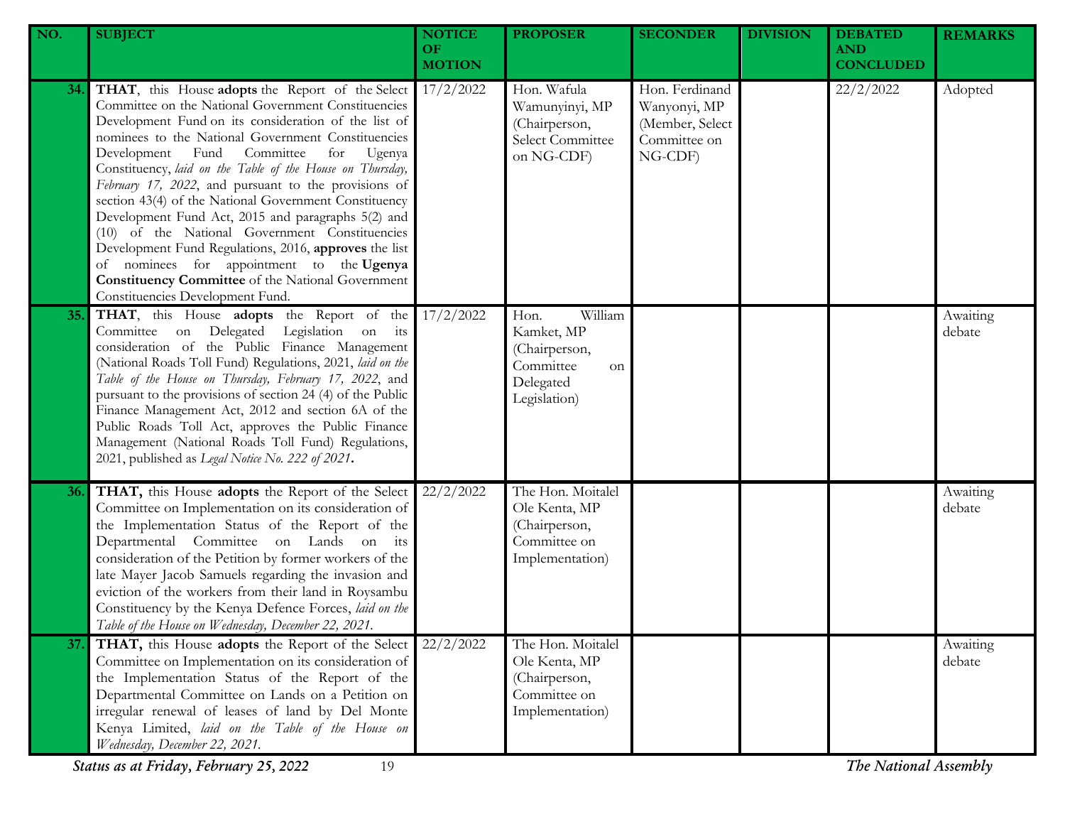| NO. | SUBJECT | NOTICE OF MOTION | PROPOSER | SECONDER | DIVISION | DEBATED AND CONCLUDED | REMARKS |
|---|---|---|---|---|---|---|---|
| 34. | **THAT**, this House **adopts** the Report of the Select Committee on the National Government Constituencies Development Fund on its consideration of the list of nominees to the National Government Constituencies Development Fund Committee for Ugenya Constituency, *laid on the Table of the House on Thursday, February 17, 2022*, and pursuant to the provisions of section 43(4) of the National Government Constituency Development Fund Act, 2015 and paragraphs 5(2) and (10) of the National Government Constituencies Development Fund Regulations, 2016, **approves** the list of nominees for appointment to the **Ugenya Constituency Committee** of the National Government Constituencies Development Fund. | 17/2/2022 | Hon. Wafula Wamunyinyi, MP (Chairperson, Select Committee on NG-CDF) | Hon. Ferdinand Wanyonyi, MP (Member, Select Committee on NG-CDF) | | 22/2/2022 | Adopted |
| 35. | **THAT**, this House **adopts** the Report of the Committee on Delegated Legislation on its consideration of the Public Finance Management (National Roads Toll Fund) Regulations, 2021, *laid on the Table of the House on Thursday, February 17, 2022*, and pursuant to the provisions of section 24 (4) of the Public Finance Management Act, 2012 and section 6A of the Public Roads Toll Act, approves the Public Finance Management (National Roads Toll Fund) Regulations, 2021, published as *Legal Notice No. 222 of 2021*. | 17/2/2022 | Hon. William Kamket, MP (Chairperson, Committee on Delegated Legislation) | | | | Awaiting debate |
| 36. | **THAT,** this House **adopts** the Report of the Select Committee on Implementation on its consideration of the Implementation Status of the Report of the Departmental Committee on Lands on its consideration of the Petition by former workers of the late Mayer Jacob Samuels regarding the invasion and eviction of the workers from their land in Roysambu Constituency by the Kenya Defence Forces, *laid on the Table of the House on Wednesday, December 22, 2021*. | 22/2/2022 | The Hon. Moitalel Ole Kenta, MP (Chairperson, Committee on Implementation) | | | | Awaiting debate |
| 37. | **THAT,** this House **adopts** the Report of the Select Committee on Implementation on its consideration of the Implementation Status of the Report of the Departmental Committee on Lands on a Petition on irregular renewal of leases of land by Del Monte Kenya Limited, *laid on the Table of the House on Wednesday, December 22, 2021*. | 22/2/2022 | The Hon. Moitalel Ole Kenta, MP (Chairperson, Committee on Implementation) | | | | Awaiting debate |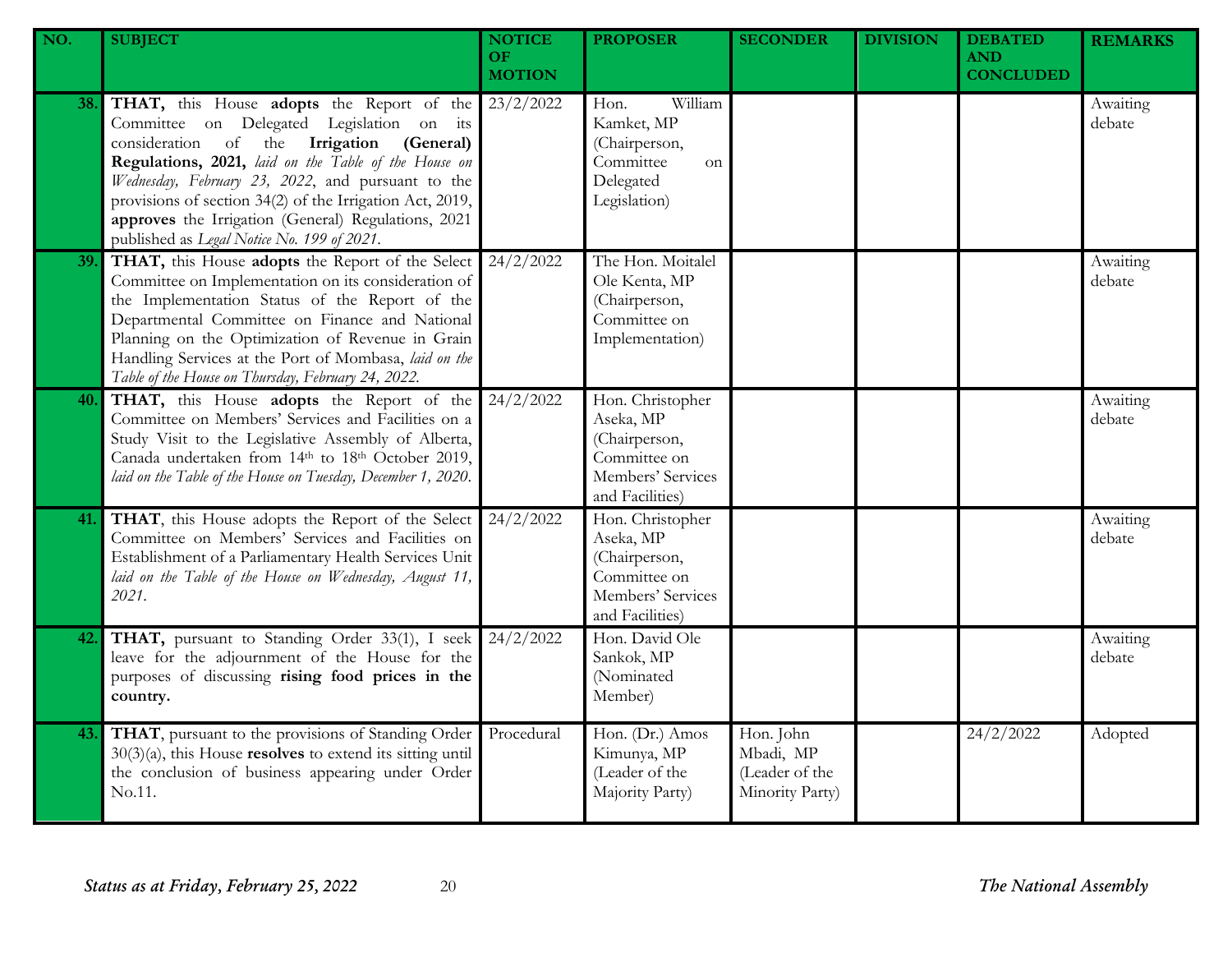| NO. | SUBJECT | NOTICE OF MOTION | PROPOSER | SECONDER | DIVISION | DEBATED AND CONCLUDED | REMARKS |
|---|---|---|---|---|---|---|---|
| 38. | **THAT,** this House **adopts** the Report of the Committee on Delegated Legislation on its consideration of the **Irrigation (General) Regulations, 2021,** *laid on the Table of the House on Wednesday, February 23, 2022*, and pursuant to the provisions of section 34(2) of the Irrigation Act, 2019, **approves** the Irrigation (General) Regulations, 2021 published as *Legal Notice No. 199 of 2021*. | 23/2/2022 | Hon. William Kamket, MP (Chairperson, Committee on Delegated Legislation) | | | | Awaiting debate |
| 39. | **THAT,** this House **adopts** the Report of the Select Committee on Implementation on its consideration of the Implementation Status of the Report of the Departmental Committee on Finance and National Planning on the Optimization of Revenue in Grain Handling Services at the Port of Mombasa, *laid on the Table of the House on Thursday, February 24, 2022*. | 24/2/2022 | The Hon. Moitalel Ole Kenta, MP (Chairperson, Committee on Implementation) | | | | Awaiting debate |
| 40. | **THAT,** this House **adopts** the Report of the Committee on Members' Services and Facilities on a Study Visit to the Legislative Assembly of Alberta, Canada undertaken from 14th to 18th October 2019, *laid on the Table of the House on Tuesday, December 1, 2020*. | 24/2/2022 | Hon. Christopher Aseka, MP (Chairperson, Committee on Members' Services and Facilities) | | | | Awaiting debate |
| 41. | **THAT**, this House adopts the Report of the Select Committee on Members' Services and Facilities on Establishment of a Parliamentary Health Services Unit *laid on the Table of the House on Wednesday, August 11, 2021*. | 24/2/2022 | Hon. Christopher Aseka, MP (Chairperson, Committee on Members' Services and Facilities) | | | | Awaiting debate |
| 42. | **THAT,** pursuant to Standing Order 33(1), I seek leave for the adjournment of the House for the purposes of discussing **rising food prices in the country.** | 24/2/2022 | Hon. David Ole Sankok, MP (Nominated Member) | | | | Awaiting debate |
| 43. | **THAT**, pursuant to the provisions of Standing Order 30(3)(a), this House **resolves** to extend its sitting until the conclusion of business appearing under Order No.11. | Procedural | Hon. (Dr.) Amos Kimunya, MP (Leader of the Majority Party) | Hon. John Mbadi, MP (Leader of the Minority Party) | | 24/2/2022 | Adopted |

*Status as at Friday, February 25, 2022*